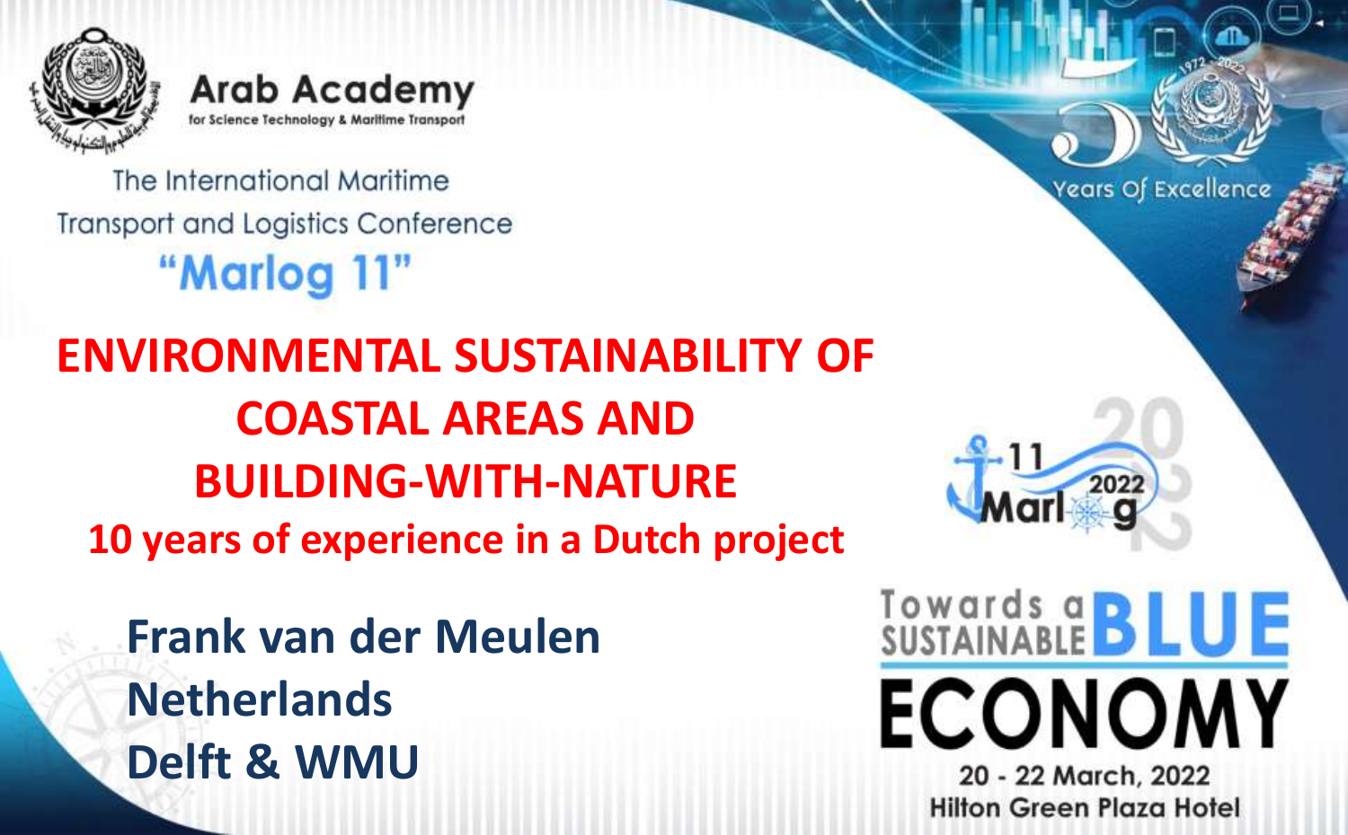Arab Academy
for Science Technology & Maritime Transport

The International Maritime Transport and Logistics Conference
"Marlog 11"

# ENVIRONMENTAL SUSTAINABILITY OF COASTAL AREAS AND BUILDING-WITH-NATURE

## 10 years of experience in a Dutch project

**Frank van der Meulen**
**Netherlands**
**Delft & WMU**

Years Of Excellence

Marlog 11 2022

Towards a SUSTAINABLE BLUE ECONOMY

20 - 22 March, 2022
Hilton Green Plaza Hotel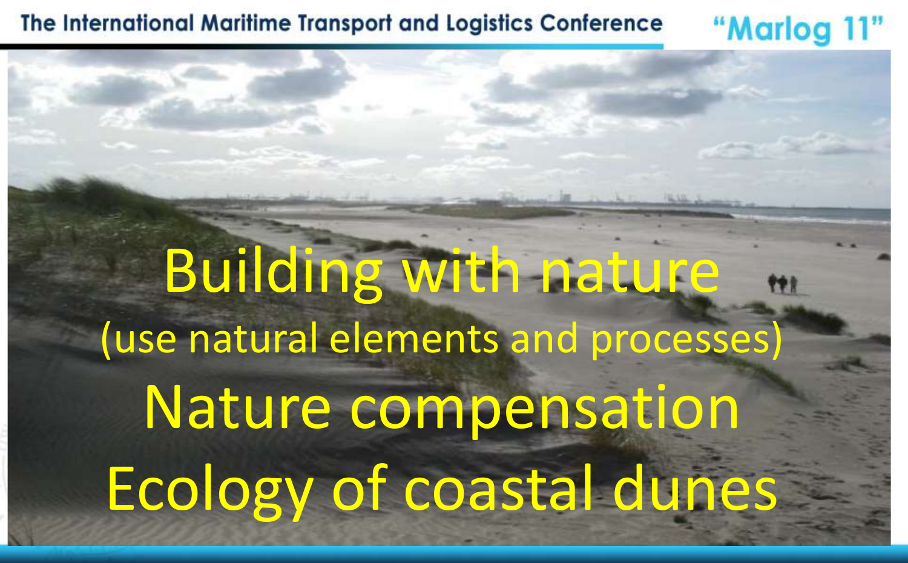# Building with nature

(use natural elements and processes)

# Nature compensation

# Ecology of coastal dunes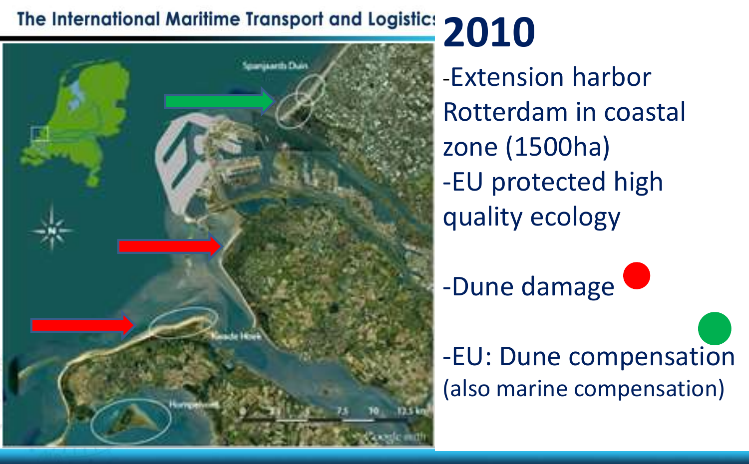# 2010

- Extension harbor Rotterdam in coastal zone (1500ha)
- EU protected high quality ecology
- Dune damage
- EU: Dune compensation (also marine compensation)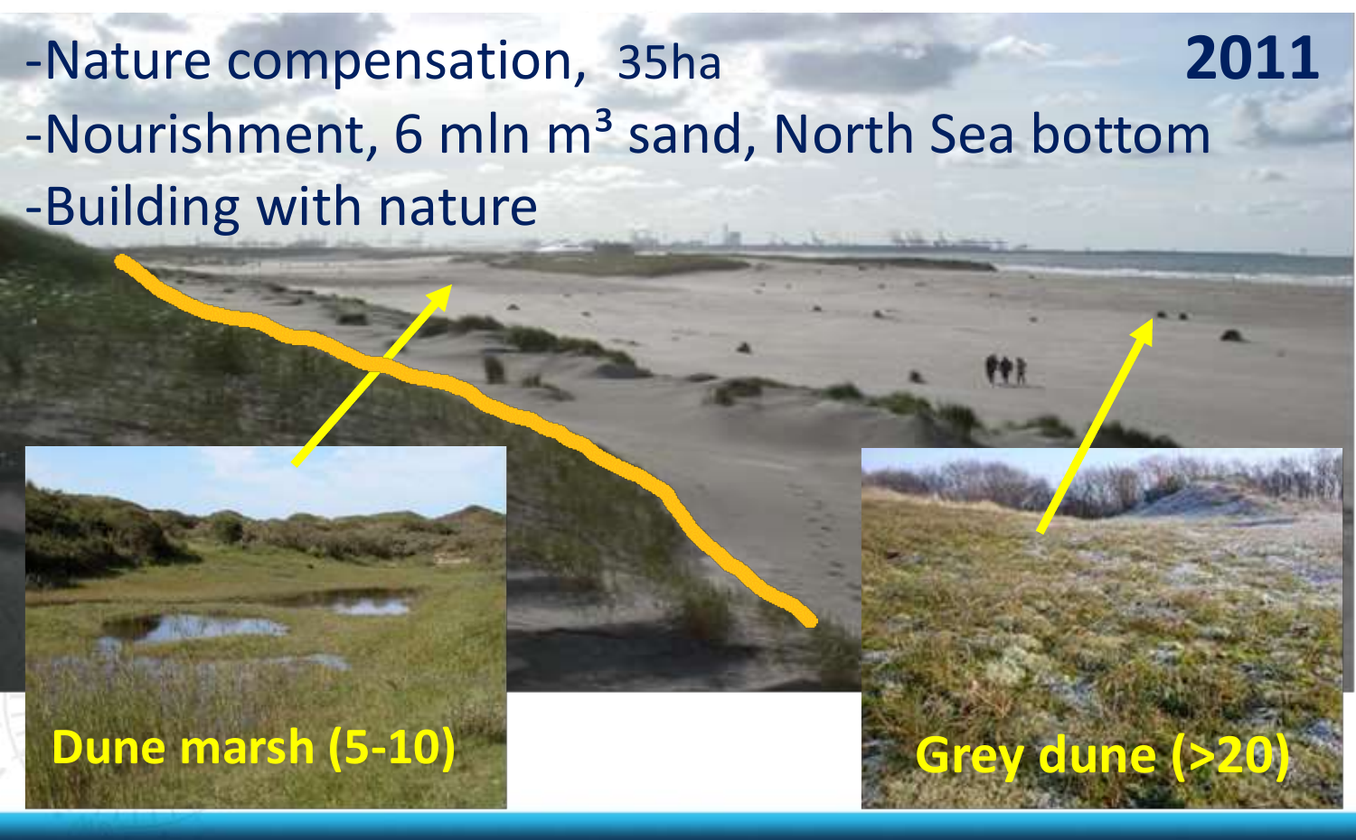2011

- Nature compensation, 35ha
- Nourishment, 6 mln m³ sand, North Sea bottom
- Building with nature

Dune marsh (5-10)

Grey dune (>20)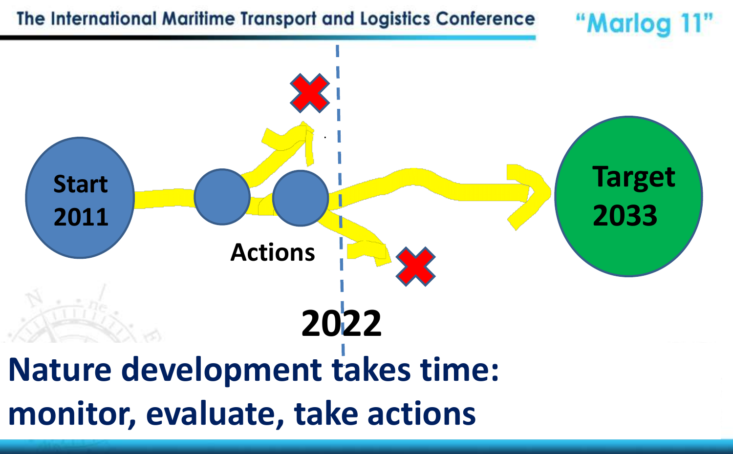Start 2011

Actions

2022

Target 2033

**Nature development takes time: monitor, evaluate, take actions**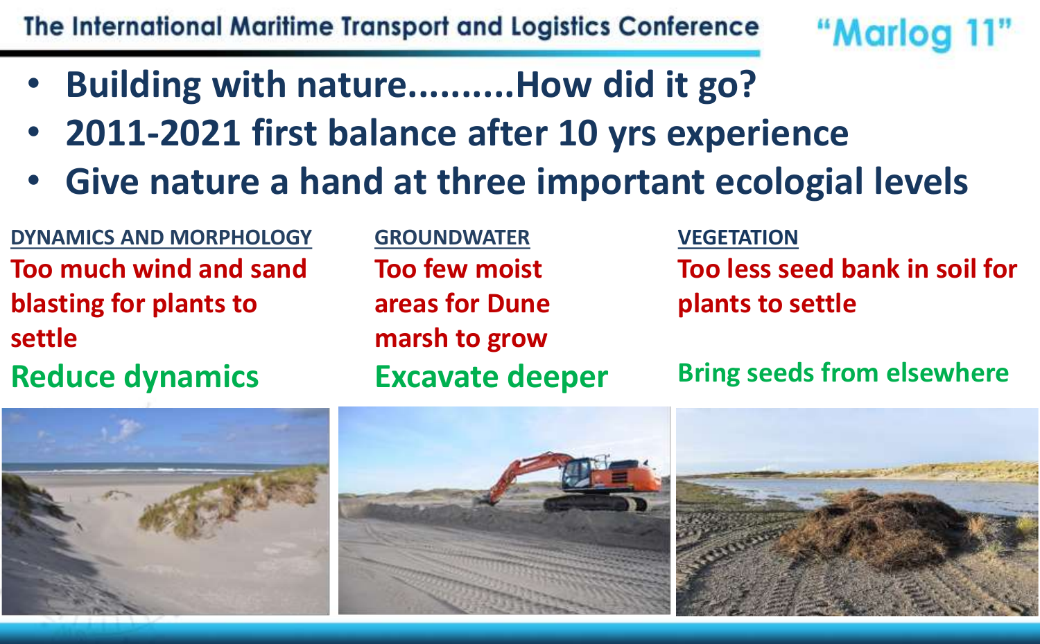- **Building with nature.........How did it go?**
- **2011-2021 first balance after 10 yrs experience**
- **Give nature a hand at three important ecologial levels**

**DYNAMICS AND MORPHOLOGY**

Too much wind and sand blasting for plants to settle

Reduce dynamics

**GROUNDWATER**

Too few moist areas for Dune marsh to grow

Excavate deeper

**VEGETATION**

Too less seed bank in soil for plants to settle

Bring seeds from elsewhere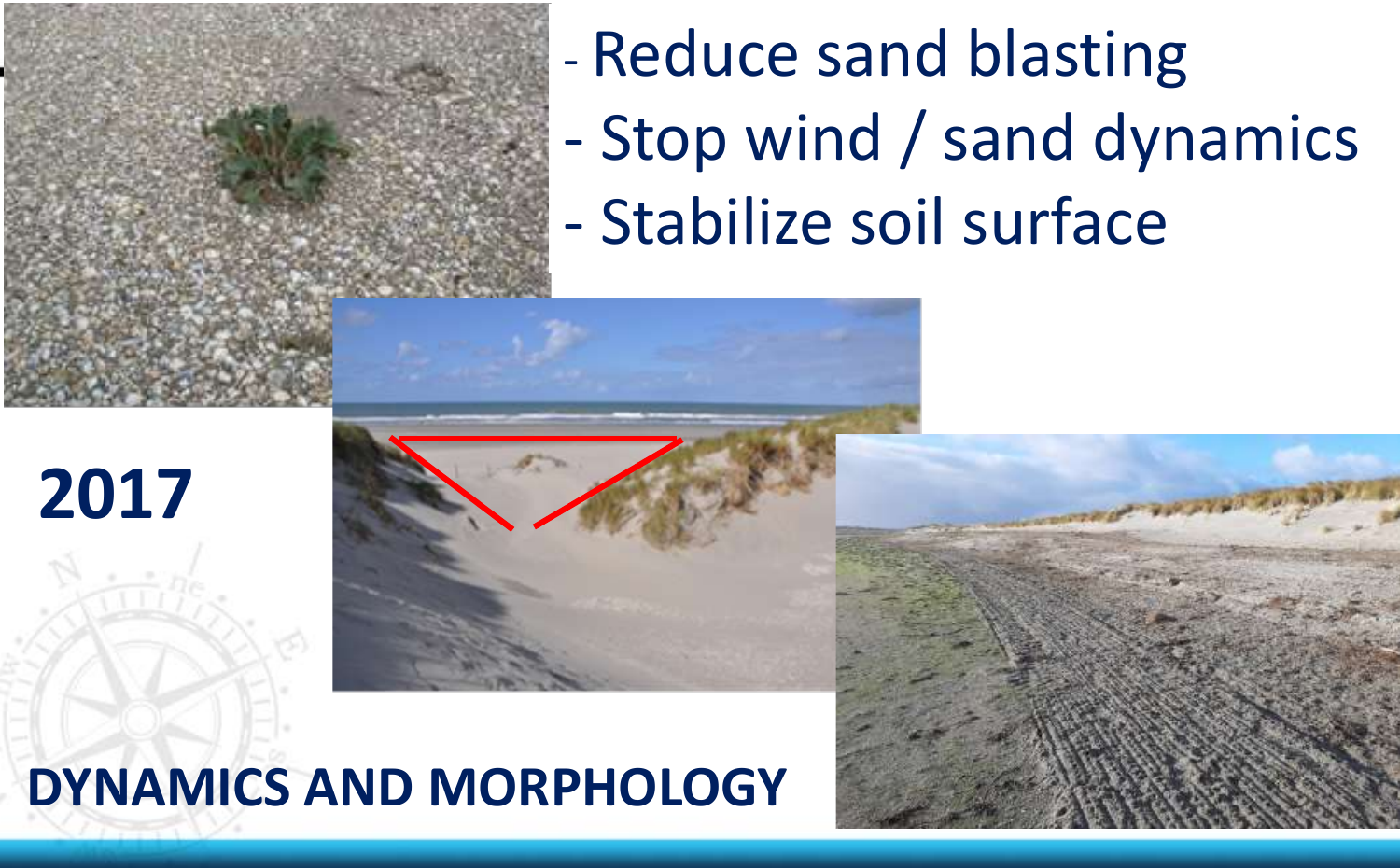- Reduce sand blasting
- Stop wind / sand dynamics
- Stabilize soil surface

**2017**

**DYNAMICS AND MORPHOLOGY**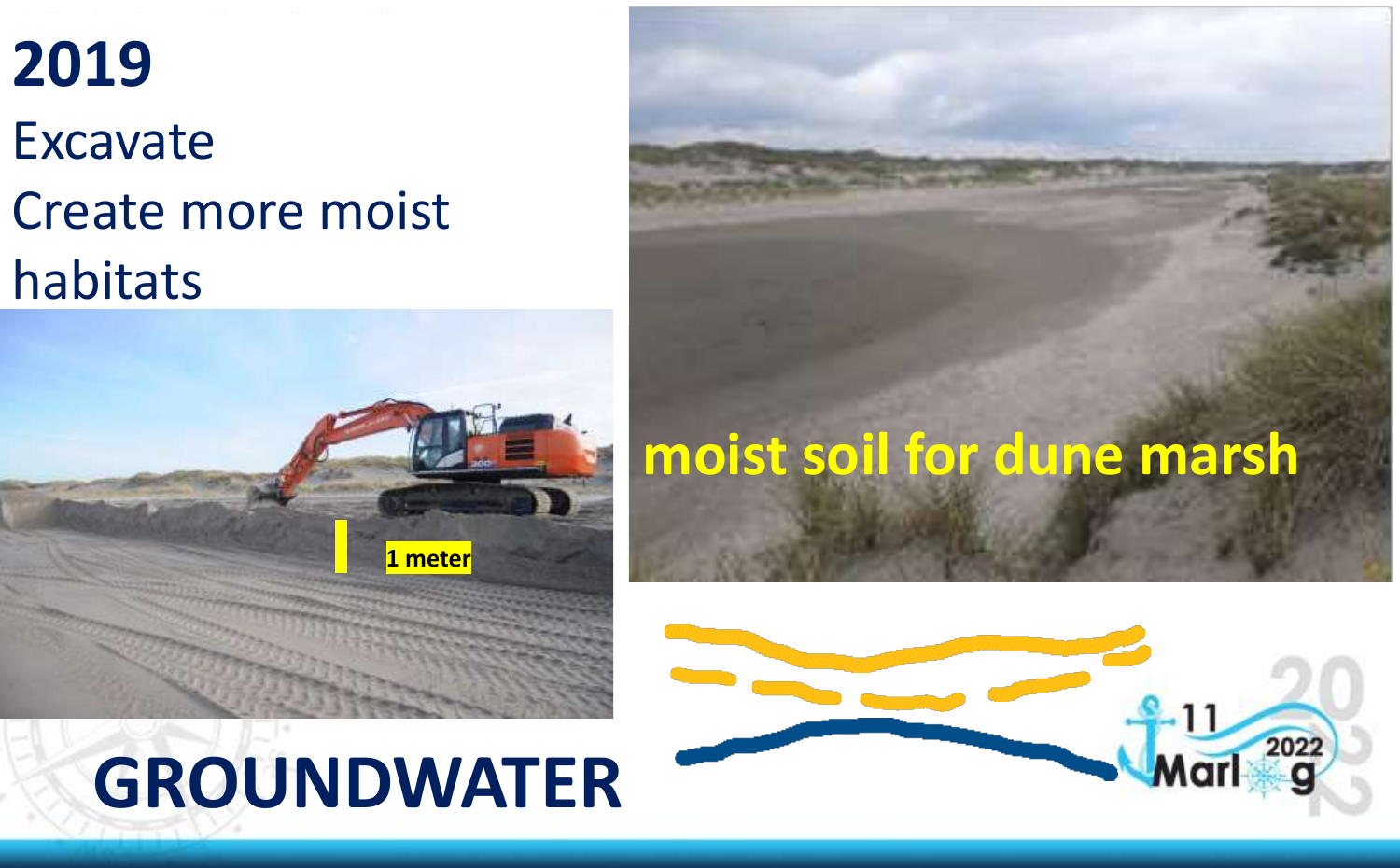# 2019

Excavate

Create more moist habitats

1 meter

moist soil for dune marsh

# GROUNDWATER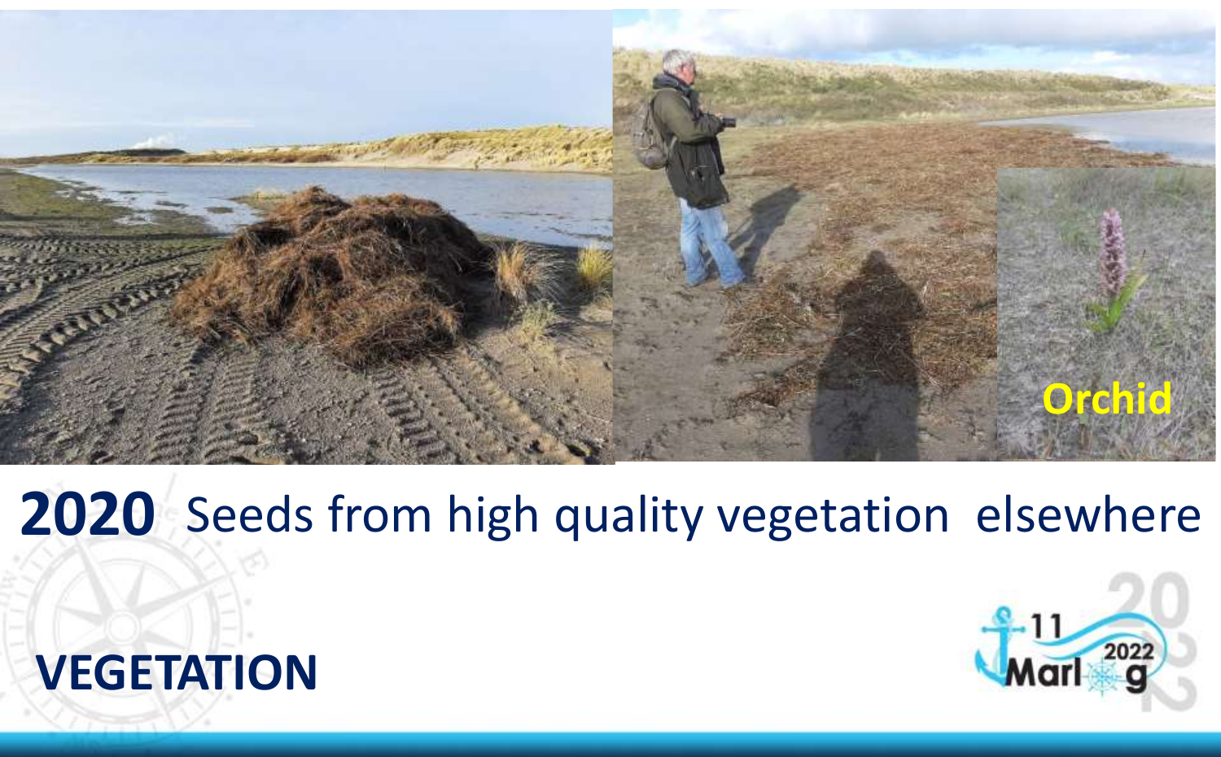**2020** Seeds from high quality vegetation elsewhere

Orchid

# VEGETATION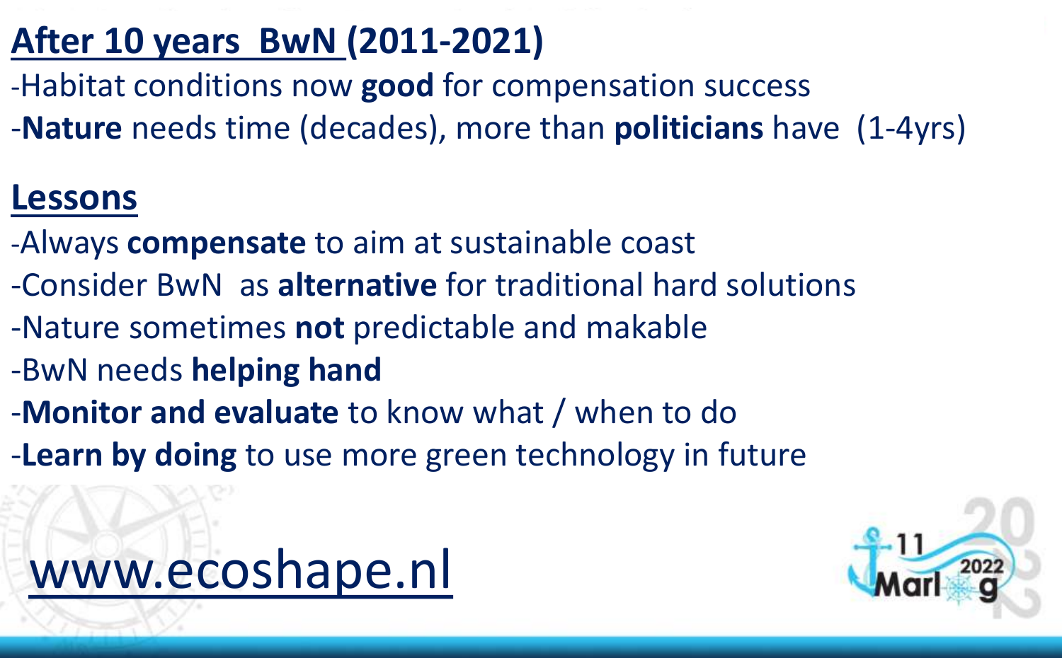## After 10 years BwN (2011-2021)

-Habitat conditions now **good** for compensation success

-**Nature** needs time (decades), more than **politicians** have (1-4yrs)

## Lessons

-Always **compensate** to aim at sustainable coast

-Consider BwN as **alternative** for traditional hard solutions

-Nature sometimes **not** predictable and makable

-BwN needs **helping hand**

-**Monitor and evaluate** to know what / when to do

-**Learn by doing** to use more green technology in future

www.ecoshape.nl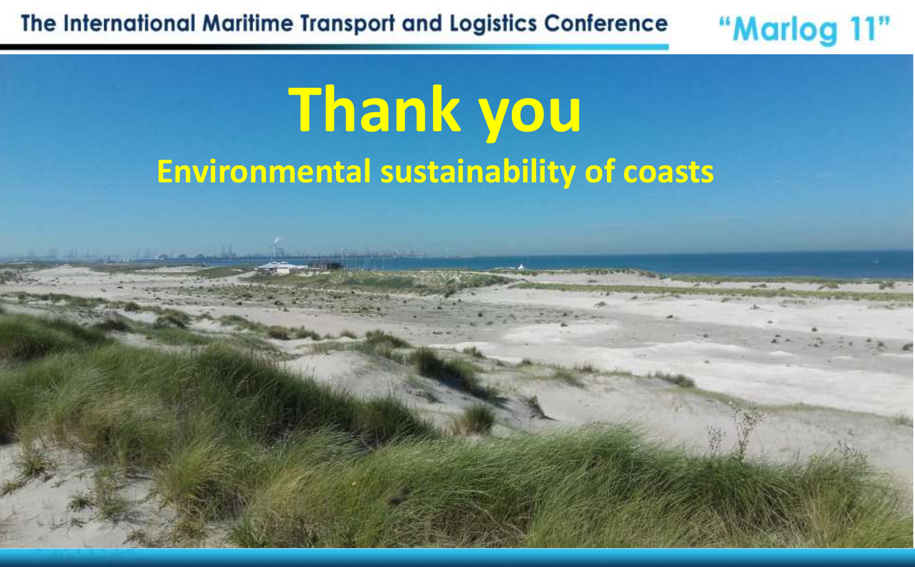# Thank you

## Environmental sustainability of coasts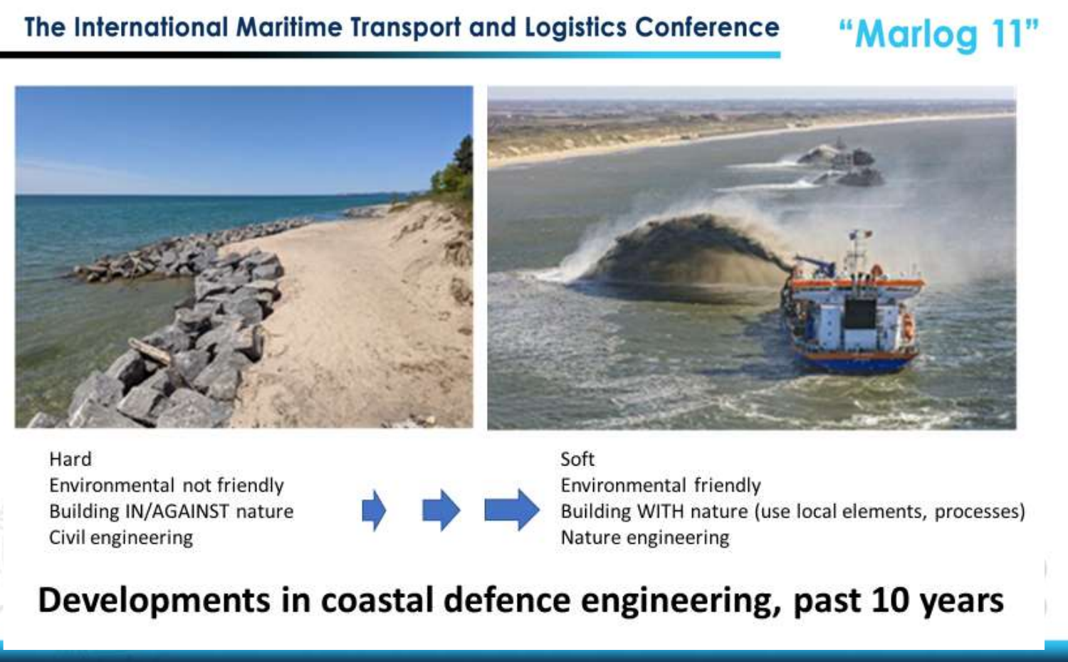Hard
Environmental not friendly
Building IN/AGAINST nature
Civil engineering

Soft
Environmental friendly
Building WITH nature (use local elements, processes)
Nature engineering

# Developments in coastal defence engineering, past 10 years